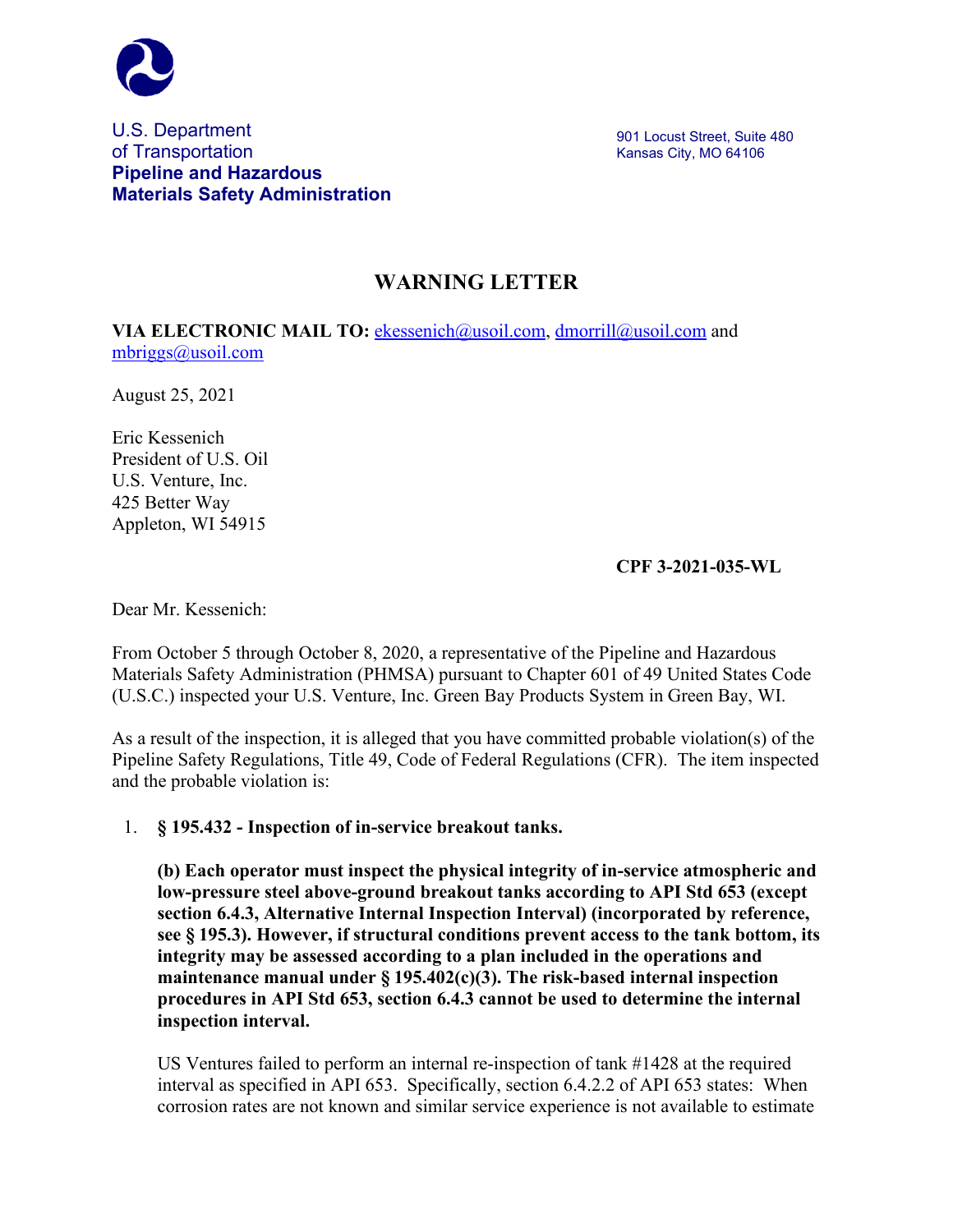U.S. Department of Transportation
**Pipeline and Hazardous Materials Safety Administration**

901 Locust Street, Suite 480
Kansas City, MO 64106

# WARNING LETTER

**VIA ELECTRONIC MAIL TO:** ekessenich@usoil.com, dmorrill@usoil.com and mbriggs@usoil.com

August 25, 2021

Eric Kessenich
President of U.S. Oil
U.S. Venture, Inc.
425 Better Way
Appleton, WI 54915

**CPF 3-2021-035-WL**

Dear Mr. Kessenich:

From October 5 through October 8, 2020, a representative of the Pipeline and Hazardous Materials Safety Administration (PHMSA) pursuant to Chapter 601 of 49 United States Code (U.S.C.) inspected your U.S. Venture, Inc. Green Bay Products System in Green Bay, WI.

As a result of the inspection, it is alleged that you have committed probable violation(s) of the Pipeline Safety Regulations, Title 49, Code of Federal Regulations (CFR). The item inspected and the probable violation is:

1. **§ 195.432 - Inspection of in-service breakout tanks.**

   **(b) Each operator must inspect the physical integrity of in-service atmospheric and low-pressure steel above-ground breakout tanks according to API Std 653 (except section 6.4.3, Alternative Internal Inspection Interval) (incorporated by reference, see § 195.3). However, if structural conditions prevent access to the tank bottom, its integrity may be assessed according to a plan included in the operations and maintenance manual under § 195.402(c)(3). The risk-based internal inspection procedures in API Std 653, section 6.4.3 cannot be used to determine the internal inspection interval.**

   US Ventures failed to perform an internal re-inspection of tank #1428 at the required interval as specified in API 653. Specifically, section 6.4.2.2 of API 653 states: When corrosion rates are not known and similar service experience is not available to estimate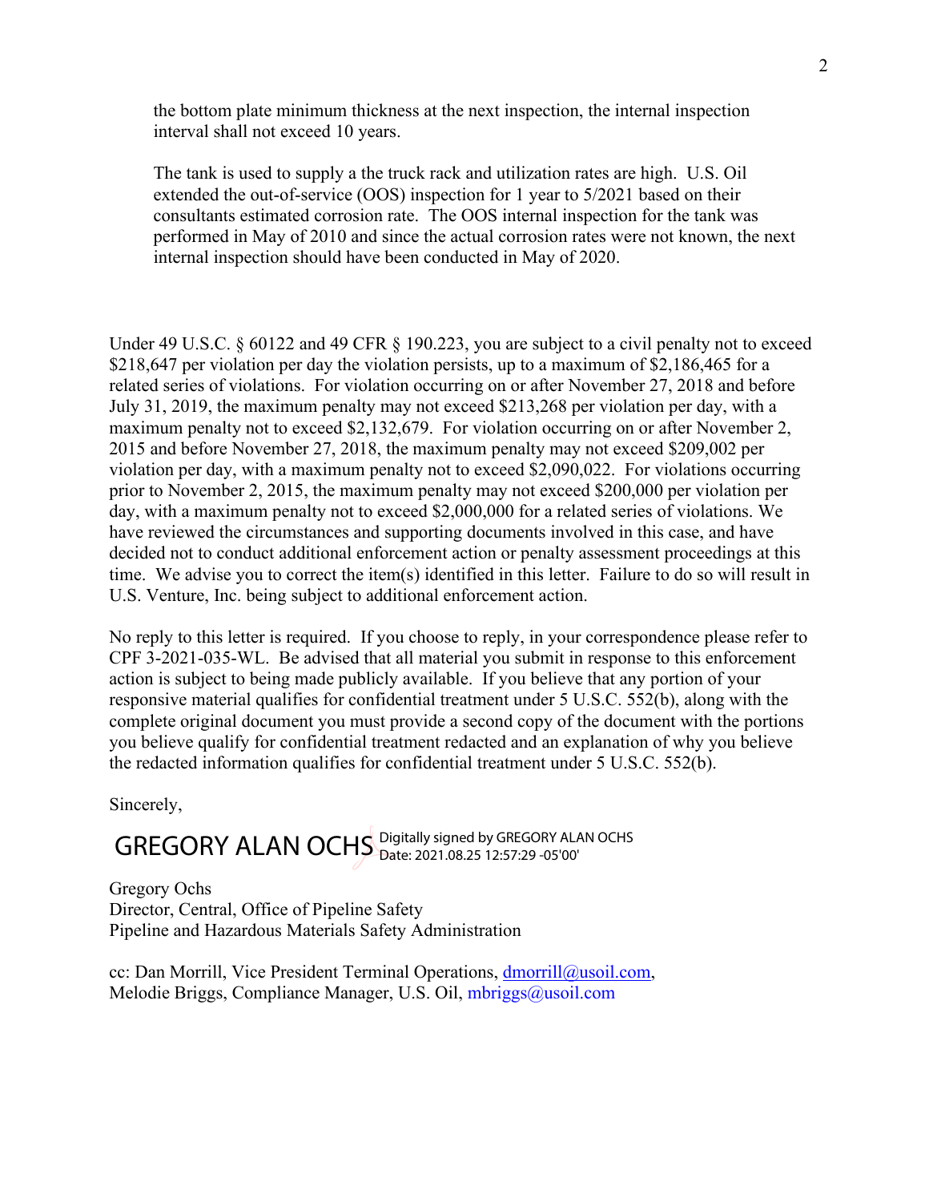the bottom plate minimum thickness at the next inspection, the internal inspection interval shall not exceed 10 years.

The tank is used to supply a the truck rack and utilization rates are high. U.S. Oil extended the out-of-service (OOS) inspection for 1 year to 5/2021 based on their consultants estimated corrosion rate. The OOS internal inspection for the tank was performed in May of 2010 and since the actual corrosion rates were not known, the next internal inspection should have been conducted in May of 2020.

Under 49 U.S.C. § 60122 and 49 CFR § 190.223, you are subject to a civil penalty not to exceed $218,647 per violation per day the violation persists, up to a maximum of $2,186,465 for a related series of violations. For violation occurring on or after November 27, 2018 and before July 31, 2019, the maximum penalty may not exceed $213,268 per violation per day, with a maximum penalty not to exceed $2,132,679. For violation occurring on or after November 2, 2015 and before November 27, 2018, the maximum penalty may not exceed $209,002 per violation per day, with a maximum penalty not to exceed $2,090,022. For violations occurring prior to November 2, 2015, the maximum penalty may not exceed $200,000 per violation per day, with a maximum penalty not to exceed $2,000,000 for a related series of violations. We have reviewed the circumstances and supporting documents involved in this case, and have decided not to conduct additional enforcement action or penalty assessment proceedings at this time. We advise you to correct the item(s) identified in this letter. Failure to do so will result in U.S. Venture, Inc. being subject to additional enforcement action.

No reply to this letter is required. If you choose to reply, in your correspondence please refer to CPF 3-2021-035-WL. Be advised that all material you submit in response to this enforcement action is subject to being made publicly available. If you believe that any portion of your responsive material qualifies for confidential treatment under 5 U.S.C. 552(b), along with the complete original document you must provide a second copy of the document with the portions you believe qualify for confidential treatment redacted and an explanation of why you believe the redacted information qualifies for confidential treatment under 5 U.S.C. 552(b).

Sincerely,

GREGORY ALAN OCHS Digitally signed by GREGORY ALAN OCHS Date: 2021.08.25 12:57:29 -05'00'

Gregory Ochs
Director, Central, Office of Pipeline Safety
Pipeline and Hazardous Materials Safety Administration

cc: Dan Morrill, Vice President Terminal Operations, dmorrill@usoil.com, Melodie Briggs, Compliance Manager, U.S. Oil, mbriggs@usoil.com